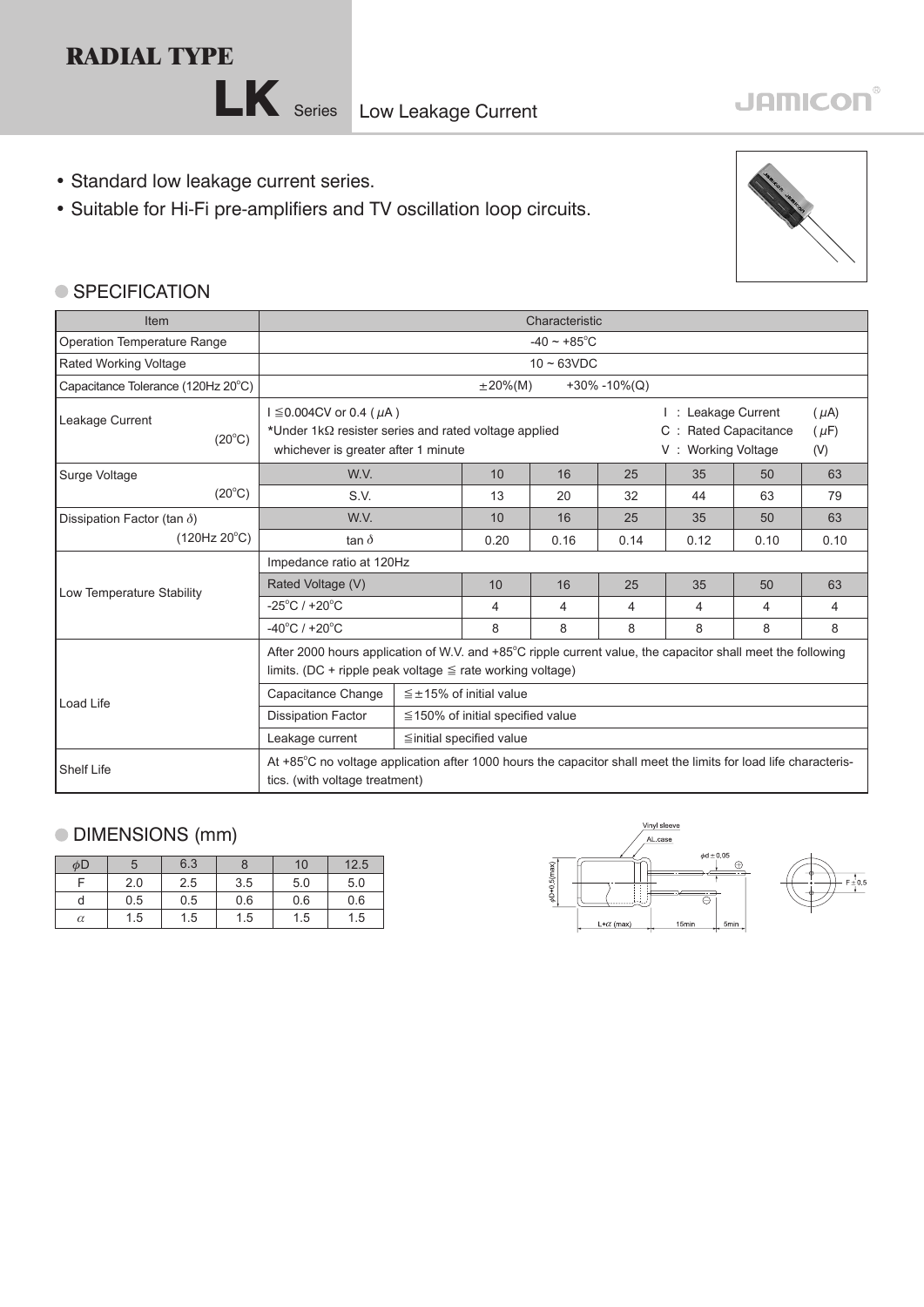# RADIAL TYPE

## LK Series Low Leakage Current

JAMICON

- Standard low leakage current series.
- Suitable for Hi-Fi pre-amplifiers and TV oscillation loop circuits.

### SPECIFICATION

| Item | Characteristic | | | | | | | |
|---|---|---|---|---|---|---|---|---|
| Operation Temperature Range | -40 ~ +85°C | | | | | | | |
| Rated Working Voltage | 10 ~ 63VDC | | | | | | | |
| Capacitance Tolerance (120Hz 20°C) | ±20%(M) +30% -10%(Q) | | | | | | | |
| Leakage Current (20°C) | I ≦0.004CV or 0.4 ($\mu$A)<br>*Under 1kΩ resister series and rated voltage applied whichever is greater after 1 minute<br>I : Leakage Current ($\mu$A)<br>C : Rated Capacitance ($\mu$F)<br>V : Working Voltage (V) | | | | | | | |
| Surge Voltage (20°C) | W.V. | | 10 | 16 | 25 | 35 | 50 | 63 |
| | S.V. | | 13 | 20 | 32 | 44 | 63 | 79 |
| Dissipation Factor (tan $\delta$) (120Hz 20°C) | W.V. | | 10 | 16 | 25 | 35 | 50 | 63 |
| | tan $\delta$ | | 0.20 | 0.16 | 0.14 | 0.12 | 0.10 | 0.10 |
| Low Temperature Stability | Impedance ratio at 120Hz | | | | | | | |
| | Rated Voltage (V) | | 10 | 16 | 25 | 35 | 50 | 63 |
| | -25°C / +20°C | | 4 | 4 | 4 | 4 | 4 | 4 |
| | -40°C / +20°C | | 8 | 8 | 8 | 8 | 8 | 8 |
| Load Life | After 2000 hours application of W.V. and +85°C ripple current value, the capacitor shall meet the following limits. (DC + ripple peak voltage ≦ rate working voltage) | | | | | | | |
| | Capacitance Change | ≦±15% of initial value | | | | | | |
| | Dissipation Factor | ≦150% of initial specified value | | | | | | |
| | Leakage current | ≦initial specified value | | | | | | |
| Shelf Life | At +85°C no voltage application after 1000 hours the capacitor shall meet the limits for load life characteristics. (with voltage treatment) | | | | | | | |

### DIMENSIONS (mm)

| $\phi$D | 5 | 6.3 | 8 | 10 | 12.5 |
|---|---|---|---|---|---|
| F | 2.0 | 2.5 | 3.5 | 5.0 | 5.0 |
| d | 0.5 | 0.5 | 0.6 | 0.6 | 0.6 |
| $\alpha$ | 1.5 | 1.5 | 1.5 | 1.5 | 1.5 |

Vinyl sleeve
AL.case
$\phi$d ± 0.05
$\phi$D+0.5(max)
L+$\alpha$ (max) 15min 5min
F ± 0.5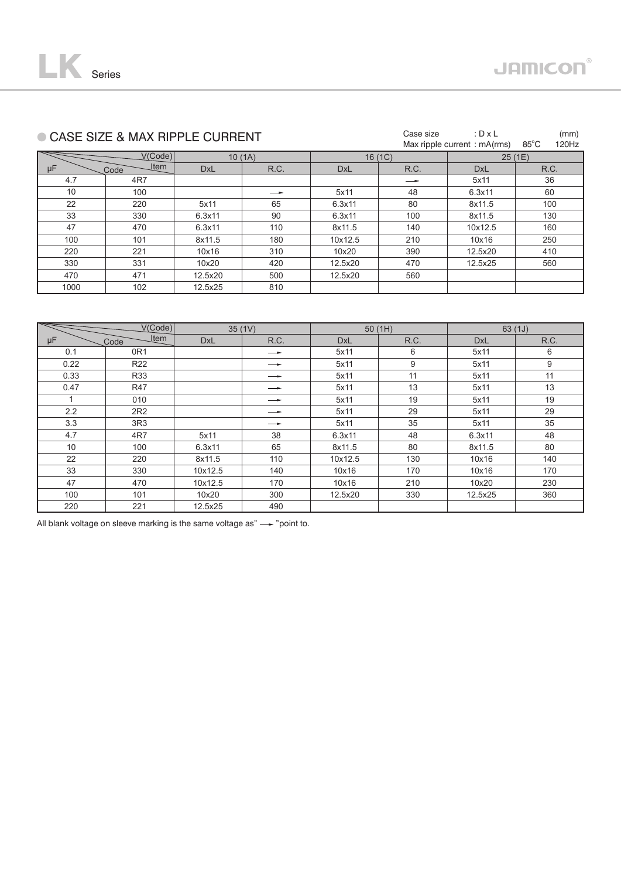## ● CASE SIZE & MAX RIPPLE CURRENT

Case size : D x L (mm)
Max ripple current : mA(rms) 85°C 120Hz

| μF | V(Code) / Item / Code | 10 (1A) | | 16 (1C) | | 25 (1E) | |
|---|---|---|---|---|---|---|---|
| | | DxL | R.C. | DxL | R.C. | DxL | R.C. |
| 4.7 | 4R7 | | | | → | 5x11 | 36 |
| 10 | 100 | | → | 5x11 | 48 | 6.3x11 | 60 |
| 22 | 220 | 5x11 | 65 | 6.3x11 | 80 | 8x11.5 | 100 |
| 33 | 330 | 6.3x11 | 90 | 6.3x11 | 100 | 8x11.5 | 130 |
| 47 | 470 | 6.3x11 | 110 | 8x11.5 | 140 | 10x12.5 | 160 |
| 100 | 101 | 8x11.5 | 180 | 10x12.5 | 210 | 10x16 | 250 |
| 220 | 221 | 10x16 | 310 | 10x20 | 390 | 12.5x20 | 410 |
| 330 | 331 | 10x20 | 420 | 12.5x20 | 470 | 12.5x25 | 560 |
| 470 | 471 | 12.5x20 | 500 | 12.5x20 | 560 | | |
| 1000 | 102 | 12.5x25 | 810 | | | | |

| μF | V(Code) / Item / Code | 35 (1V) | | 50 (1H) | | 63 (1J) | |
|---|---|---|---|---|---|---|---|
| | | DxL | R.C. | DxL | R.C. | DxL | R.C. |
| 0.1 | 0R1 | | → | 5x11 | 6 | 5x11 | 6 |
| 0.22 | R22 | | → | 5x11 | 9 | 5x11 | 9 |
| 0.33 | R33 | | → | 5x11 | 11 | 5x11 | 11 |
| 0.47 | R47 | | → | 5x11 | 13 | 5x11 | 13 |
| 1 | 010 | | → | 5x11 | 19 | 5x11 | 19 |
| 2.2 | 2R2 | | → | 5x11 | 29 | 5x11 | 29 |
| 3.3 | 3R3 | | → | 5x11 | 35 | 5x11 | 35 |
| 4.7 | 4R7 | 5x11 | 38 | 6.3x11 | 48 | 6.3x11 | 48 |
| 10 | 100 | 6.3x11 | 65 | 8x11.5 | 80 | 8x11.5 | 80 |
| 22 | 220 | 8x11.5 | 110 | 10x12.5 | 130 | 10x16 | 140 |
| 33 | 330 | 10x12.5 | 140 | 10x16 | 170 | 10x16 | 170 |
| 47 | 470 | 10x12.5 | 170 | 10x16 | 210 | 10x20 | 230 |
| 100 | 101 | 10x20 | 300 | 12.5x20 | 330 | 12.5x25 | 360 |
| 220 | 221 | 12.5x25 | 490 | | | | |

All blank voltage on sleeve marking is the same voltage as" → "point to.